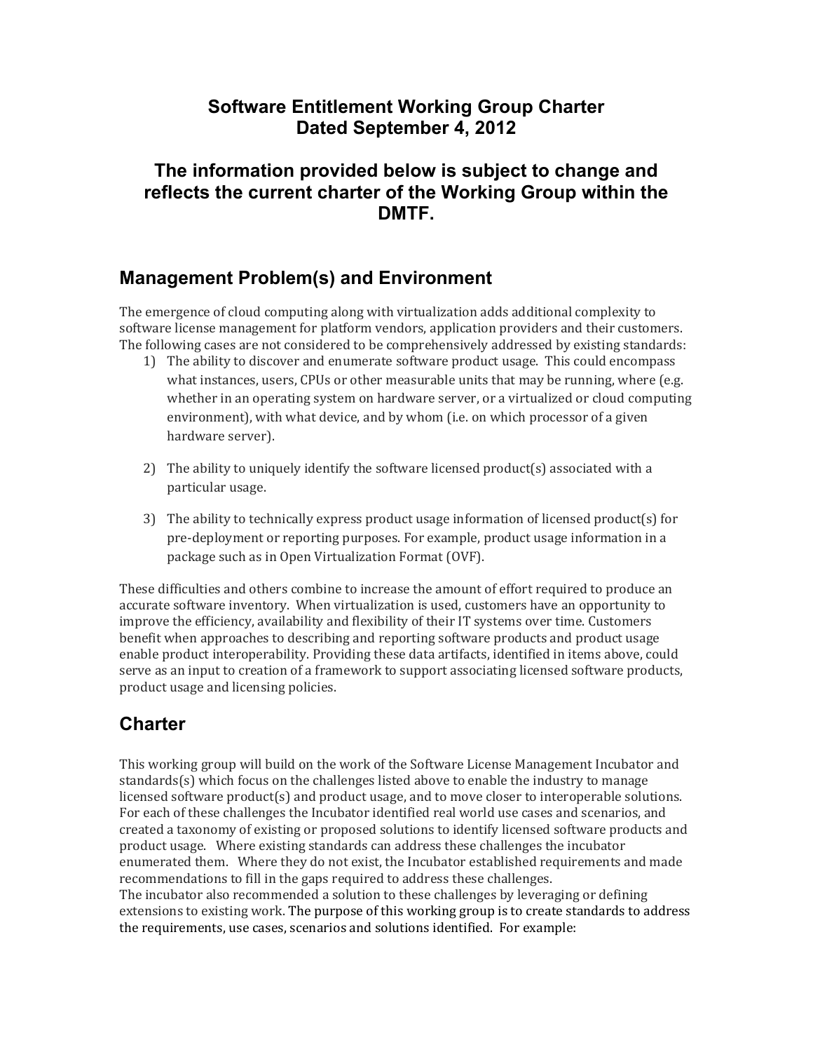# Software Entitlement Working Group Charter
# Dated September 4, 2012

## The information provided below is subject to change and reflects the current charter of the Working Group within the DMTF.

## Management Problem(s) and Environment

The emergence of cloud computing along with virtualization adds additional complexity to software license management for platform vendors, application providers and their customers. The following cases are not considered to be comprehensively addressed by existing standards:

1) The ability to discover and enumerate software product usage. This could encompass what instances, users, CPUs or other measurable units that may be running, where (e.g. whether in an operating system on hardware server, or a virtualized or cloud computing environment), with what device, and by whom (i.e. on which processor of a given hardware server).

2) The ability to uniquely identify the software licensed product(s) associated with a particular usage.

3) The ability to technically express product usage information of licensed product(s) for pre-deployment or reporting purposes. For example, product usage information in a package such as in Open Virtualization Format (OVF).

These difficulties and others combine to increase the amount of effort required to produce an accurate software inventory. When virtualization is used, customers have an opportunity to improve the efficiency, availability and flexibility of their IT systems over time. Customers benefit when approaches to describing and reporting software products and product usage enable product interoperability. Providing these data artifacts, identified in items above, could serve as an input to creation of a framework to support associating licensed software products, product usage and licensing policies.

## Charter

This working group will build on the work of the Software License Management Incubator and standards(s) which focus on the challenges listed above to enable the industry to manage licensed software product(s) and product usage, and to move closer to interoperable solutions. For each of these challenges the Incubator identified real world use cases and scenarios, and created a taxonomy of existing or proposed solutions to identify licensed software products and product usage. Where existing standards can address these challenges the incubator enumerated them. Where they do not exist, the Incubator established requirements and made recommendations to fill in the gaps required to address these challenges.
The incubator also recommended a solution to these challenges by leveraging or defining extensions to existing work. The purpose of this working group is to create standards to address the requirements, use cases, scenarios and solutions identified. For example: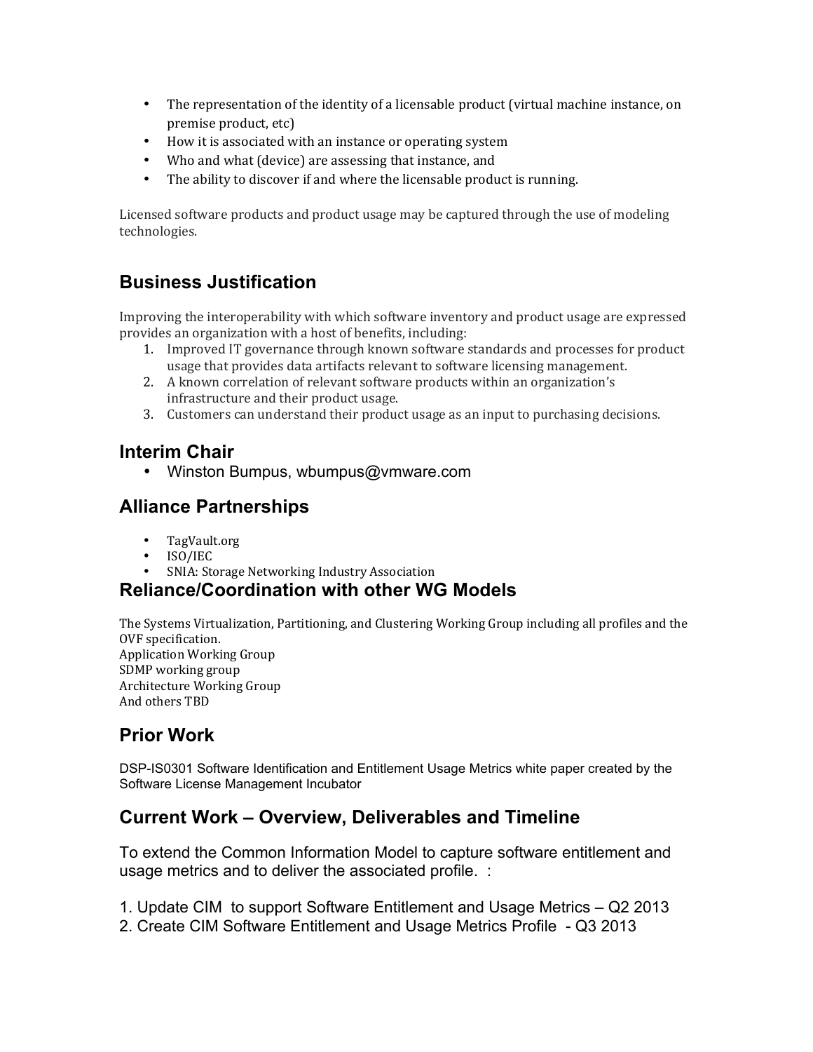- The representation of the identity of a licensable product (virtual machine instance, on premise product, etc)
- How it is associated with an instance or operating system
- Who and what (device) are assessing that instance, and
- The ability to discover if and where the licensable product is running.

Licensed software products and product usage may be captured through the use of modeling technologies.

## Business Justification

Improving the interoperability with which software inventory and product usage are expressed provides an organization with a host of benefits, including:

1. Improved IT governance through known software standards and processes for product usage that provides data artifacts relevant to software licensing management.
2. A known correlation of relevant software products within an organization's infrastructure and their product usage.
3. Customers can understand their product usage as an input to purchasing decisions.

## Interim Chair

- Winston Bumpus, wbumpus@vmware.com

## Alliance Partnerships

- TagVault.org
- ISO/IEC
- SNIA: Storage Networking Industry Association

## Reliance/Coordination with other WG Models

The Systems Virtualization, Partitioning, and Clustering Working Group including all profiles and the OVF specification.
Application Working Group
SDMP working group
Architecture Working Group
And others TBD

## Prior Work

DSP-IS0301 Software Identification and Entitlement Usage Metrics white paper created by the Software License Management Incubator

## Current Work – Overview, Deliverables and Timeline

To extend the Common Information Model to capture software entitlement and usage metrics and to deliver the associated profile. :

1. Update CIM to support Software Entitlement and Usage Metrics – Q2 2013
2. Create CIM Software Entitlement and Usage Metrics Profile - Q3 2013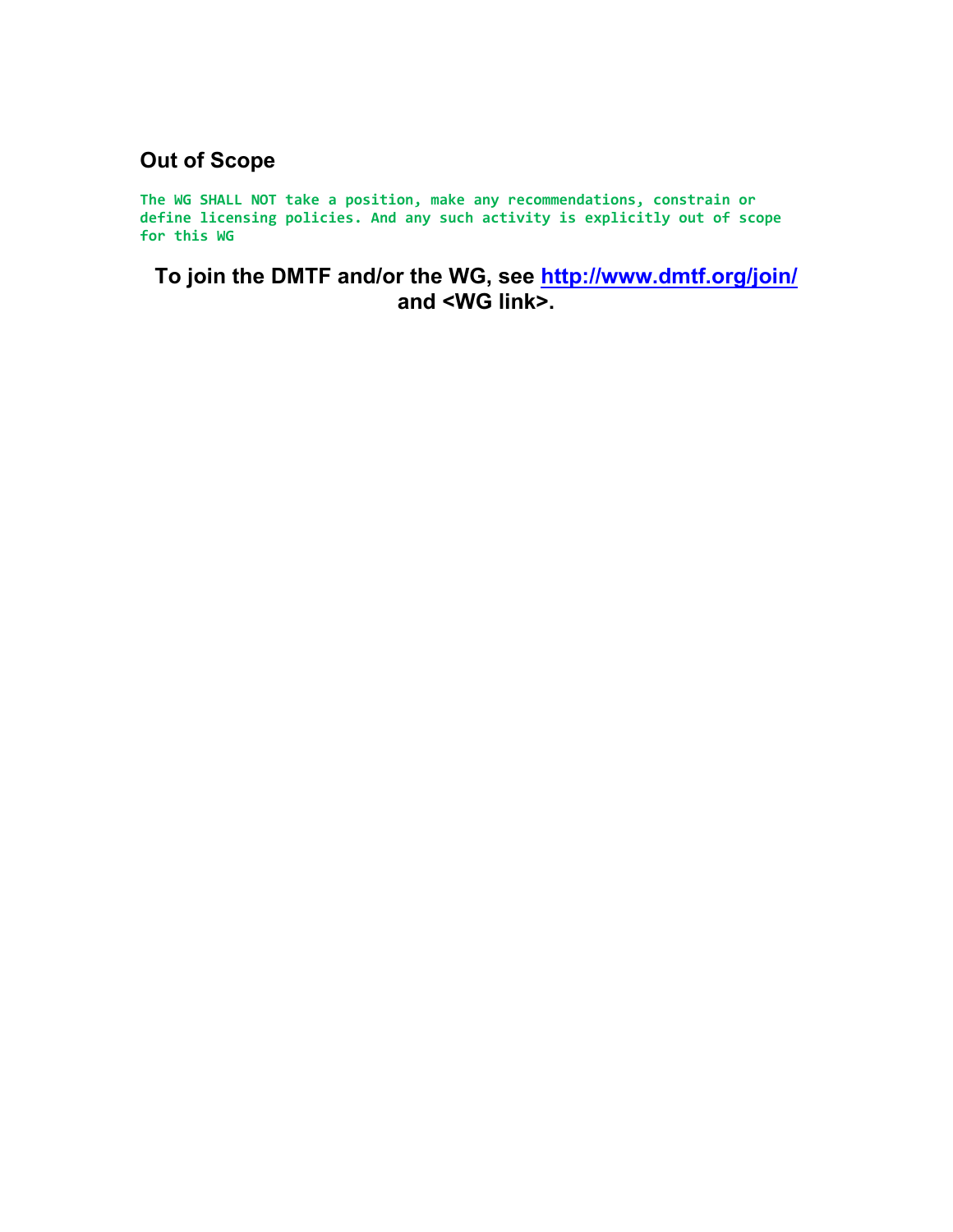## Out of Scope

The WG SHALL NOT take a position, make any recommendations, constrain or define licensing policies. And any such activity is explicitly out of scope for this WG

**To join the DMTF and/or the WG, see [http://www.dmtf.org/join/](http://www.dmtf.org/join/) and <WG link>.**